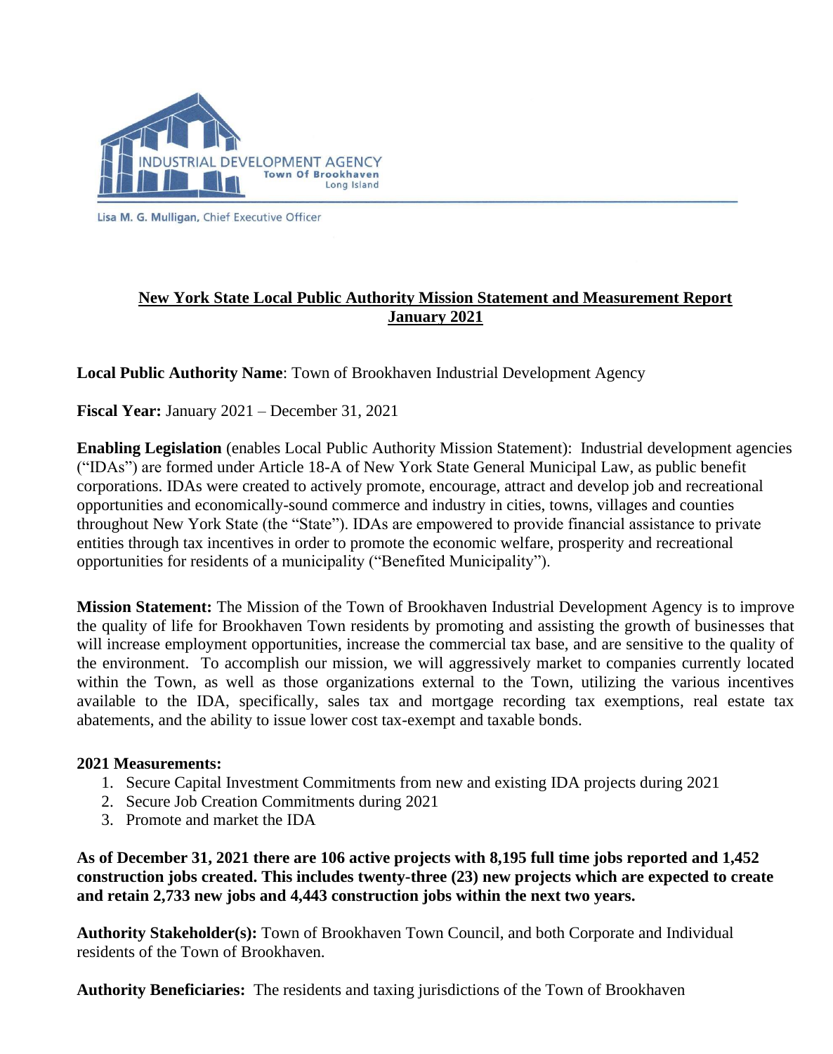INDUSTRIAL DEVELOPMENT AGENCY
Town Of Brookhaven
Long Island

Lisa M. G. Mulligan, Chief Executive Officer

## New York State Local Public Authority Mission Statement and Measurement Report
## January 2021

**Local Public Authority Name**: Town of Brookhaven Industrial Development Agency

**Fiscal Year:** January 2021 – December 31, 2021

**Enabling Legislation** (enables Local Public Authority Mission Statement): Industrial development agencies ("IDAs") are formed under Article 18-A of New York State General Municipal Law, as public benefit corporations. IDAs were created to actively promote, encourage, attract and develop job and recreational opportunities and economically-sound commerce and industry in cities, towns, villages and counties throughout New York State (the "State"). IDAs are empowered to provide financial assistance to private entities through tax incentives in order to promote the economic welfare, prosperity and recreational opportunities for residents of a municipality ("Benefited Municipality").

**Mission Statement:** The Mission of the Town of Brookhaven Industrial Development Agency is to improve the quality of life for Brookhaven Town residents by promoting and assisting the growth of businesses that will increase employment opportunities, increase the commercial tax base, and are sensitive to the quality of the environment. To accomplish our mission, we will aggressively market to companies currently located within the Town, as well as those organizations external to the Town, utilizing the various incentives available to the IDA, specifically, sales tax and mortgage recording tax exemptions, real estate tax abatements, and the ability to issue lower cost tax-exempt and taxable bonds.

**2021 Measurements:**

1. Secure Capital Investment Commitments from new and existing IDA projects during 2021
2. Secure Job Creation Commitments during 2021
3. Promote and market the IDA

**As of December 31, 2021 there are 106 active projects with 8,195 full time jobs reported and 1,452 construction jobs created. This includes twenty-three (23) new projects which are expected to create and retain 2,733 new jobs and 4,443 construction jobs within the next two years.**

**Authority Stakeholder(s):** Town of Brookhaven Town Council, and both Corporate and Individual residents of the Town of Brookhaven.

**Authority Beneficiaries:** The residents and taxing jurisdictions of the Town of Brookhaven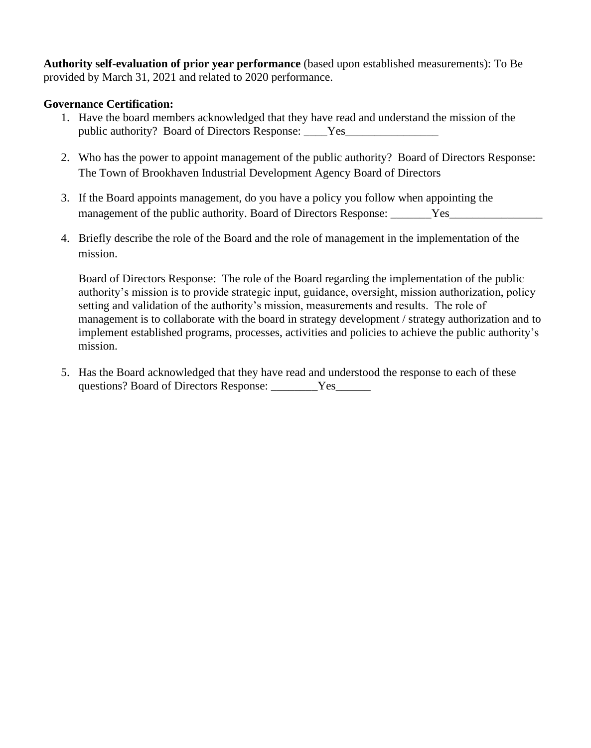**Authority self-evaluation of prior year performance** (based upon established measurements): To Be provided by March 31, 2021 and related to 2020 performance.

**Governance Certification:**

1. Have the board members acknowledged that they have read and understand the mission of the public authority? Board of Directors Response: ____Yes________________

2. Who has the power to appoint management of the public authority? Board of Directors Response: The Town of Brookhaven Industrial Development Agency Board of Directors

3. If the Board appoints management, do you have a policy you follow when appointing the management of the public authority. Board of Directors Response: _______Yes________________

4. Briefly describe the role of the Board and the role of management in the implementation of the mission.

   Board of Directors Response: The role of the Board regarding the implementation of the public authority's mission is to provide strategic input, guidance, oversight, mission authorization, policy setting and validation of the authority's mission, measurements and results. The role of management is to collaborate with the board in strategy development / strategy authorization and to implement established programs, processes, activities and policies to achieve the public authority's mission.

5. Has the Board acknowledged that they have read and understood the response to each of these questions? Board of Directors Response: ________Yes______